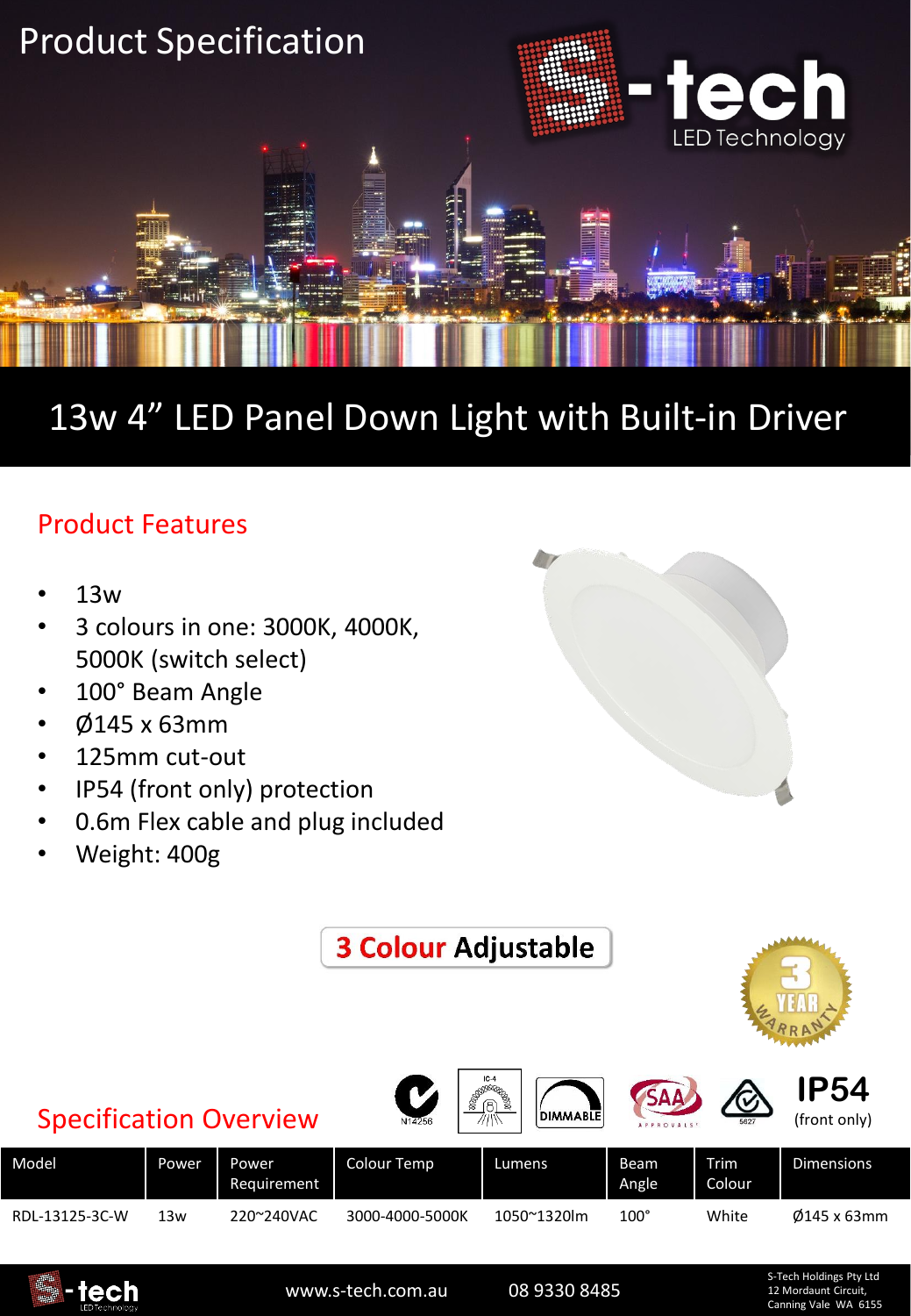# Product Specification

S-tech LED Technology

## 13w 4" LED Panel Down Light with Built-in Driver

### Product Features

- 13w
- 3 colours in one: 3000K, 4000K, 5000K (switch select)
- 100° Beam Angle
- Ø145 x 63mm
- 125mm cut-out
- IP54 (front only) protection
- 0.6m Flex cable and plug included
- Weight: 400g

**3 Colour Adjustable**

3 YEAR WARRANTY

N14256 IC-4 DIMMABLE SAA APPROVALS 5627 IP54 (front only)

### Specification Overview

| Model | Power | Power Requirement | Colour Temp | Lumens | Beam Angle | Trim Colour | Dimensions |
|---|---|---|---|---|---|---|---|
| RDL-13125-3C-W | 13w | 220~240VAC | 3000-4000-5000K | 1050~1320lm | 100° | White | Ø145 x 63mm |

www.s-tech.com.au 08 9330 8485

S-Tech Holdings Pty Ltd
12 Mordaunt Circuit,
Canning Vale WA 6155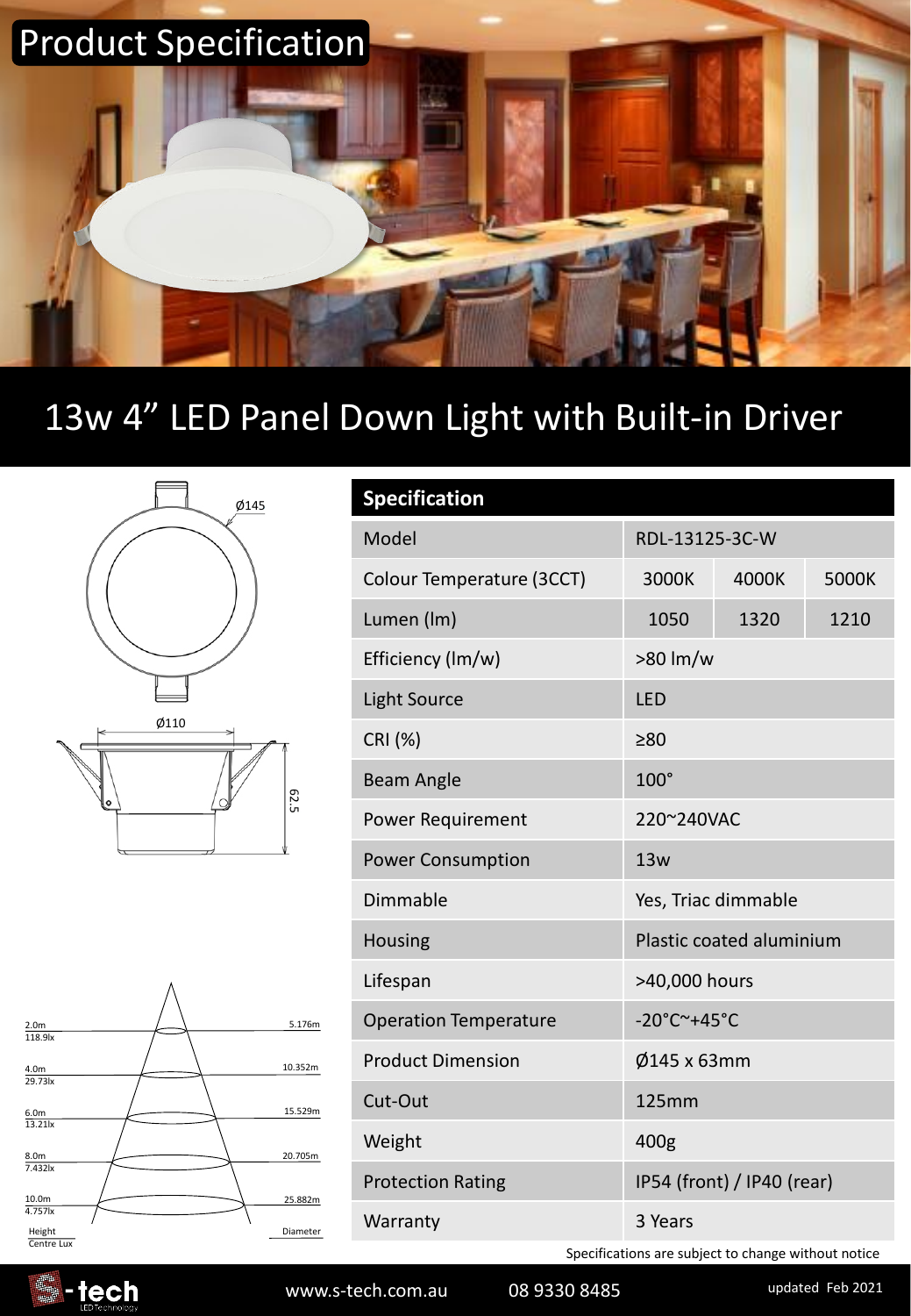# Product Specification

## 13w 4" LED Panel Down Light with Built-in Driver

Ø145

Ø110

62.5

2.0m
118.9lx
5.176m

4.0m
29.73lx
10.352m

6.0m
13.21lx
15.529m

8.0m
7.432lx
20.705m

10.0m
4.757lx
25.882m

Height
Centre Lux
Diameter

| Specification | | | |
|---|---|---|---|
| Model | RDL-13125-3C-W | | |
| Colour Temperature (3CCT) | 3000K | 4000K | 5000K |
| Lumen (lm) | 1050 | 1320 | 1210 |
| Efficiency (lm/w) | >80 lm/w | | |
| Light Source | LED | | |
| CRI (%) | ≥80 | | |
| Beam Angle | 100° | | |
| Power Requirement | 220~240VAC | | |
| Power Consumption | 13w | | |
| Dimmable | Yes, Triac dimmable | | |
| Housing | Plastic coated aluminium | | |
| Lifespan | >40,000 hours | | |
| Operation Temperature | -20°C~+45°C | | |
| Product Dimension | Ø145 x 63mm | | |
| Cut-Out | 125mm | | |
| Weight | 400g | | |
| Protection Rating | IP54 (front) / IP40 (rear) | | |
| Warranty | 3 Years | | |

Specifications are subject to change without notice

S-tech LED Technology    www.s-tech.com.au    08 9330 8485    updated Feb 2021